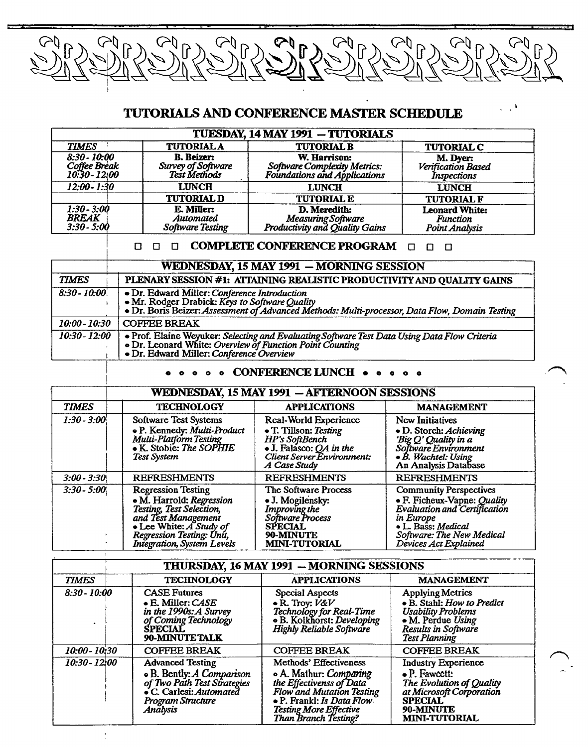## TUTORIALS AND CONFERENCE MASTER SCHEDULE

| TUESDAY, 14 MAY 1991 — TUTORIALS | | | |
|---|---|---|---|
| *TIMES* | **TUTORIAL A** | **TUTORIAL B** | **TUTORIAL C** |
| *8:30 - 10:00 Coffee Break 10:30 - 12:00* | **B. Beizer:** *Survey of Software Test Methods* | **W. Harrison:** *Software Complexity Metrics: Foundations and Applications* | **M. Dyer:** *Verification Based Inspections* |
| *12:00 - 1:30* | **LUNCH** | **LUNCH** | **LUNCH** |
| | **TUTORIAL D** | **TUTORIAL E** | **TUTORIAL F** |
| *1:30 - 3:00 BREAK 3:30 - 5:00* | **E. Miller:** *Automated Software Testing* | **D. Meredith:** *Measuring Software Productivity and Quality Gains* | **Leonard White:** *Function Point Analysis* |

### □ □ □ COMPLETE CONFERENCE PROGRAM □ □ □

| WEDNESDAY, 15 MAY 1991 — MORNING SESSION | |
|---|---|
| *TIMES* | **PLENARY SESSION #1: ATTAINING REALISTIC PRODUCTIVITY AND QUALITY GAINS** |
| *8:30 - 10:00* | • Dr. Edward Miller: *Conference Introduction* • Mr. Rodger Drabick: *Keys to Software Quality* • Dr. Boris Beizer: *Assessment of Advanced Methods: Multi-processor, Data Flow, Domain Testing* |
| *10:00 - 10:30* | COFFEE BREAK |
| *10:30 - 12:00* | • Prof. Elaine Weyuker: *Selecting and Evaluating Software Test Data Using Data Flow Criteria* • Dr. Leonard White: *Overview of Function Point Counting* • Dr. Edward Miller: *Conference Overview* |

### • • • • • CONFERENCE LUNCH • • • • •

| WEDNESDAY, 15 MAY 1991 — AFTERNOON SESSIONS | | | |
|---|---|---|---|
| *TIMES* | **TECHNOLOGY** | **APPLICATIONS** | **MANAGEMENT** |
| *1:30 - 3:00* | Software Test Systems • P. Kennedy: *Multi-Product Multi-Platform Testing* • K. Stobie: *The SOPHIE Test System* | Real-World Experience • T. Tillson: *Testing HP's SoftBench* • J. Falasco: *QA in the Client Server Environment: A Case Study* | New Initiatives • D. Storch: *Achieving 'Big Q' Quality in a Software Environment* • B. Wachtel: *Using An Analysis Database* |
| *3:00 - 3:30* | REFRESHMENTS | REFRESHMENTS | REFRESHMENTS |
| *3:30 - 5:00* | Regression Testing • M. Harrold: *Regression Testing, Test Selection, and Test Management* • Lee White: *A Study of Regression Testing: Unit, Integration, System Levels* | The Software Process • J. Mogilensky: *Improving the Software Process* **SPECIAL 90-MINUTE MINI-TUTORIAL** | Community Perspectives • F. Ficheux-Vapne: *Quality Evaluation and Certification in Europe* • L. Bass: *Medical Software: The New Medical Devices Act Explained* |

| THURSDAY, 16 MAY 1991 — MORNING SESSIONS | | | |
|---|---|---|---|
| *TIMES* | **TECHNOLOGY** | **APPLICATIONS** | **MANAGEMENT** |
| *8:30 - 10:00* | CASE Futures • E. Miller: *CASE in the 1990s: A Survey of Coming Technology* **SPECIAL 90-MINUTE TALK** | Special Aspects • R. Troy: *V&V Technology for Real-Time* • B. Kolkhorst: *Developing Highly Reliable Software* | Applying Metrics • B. Stahl: *How to Predict Usability Problems* • M. Perdue *Using Results in Software Test Planning* |
| *10:00 - 10:30* | COFFEE BREAK | COFFEE BREAK | COFFEE BREAK |
| *10:30 - 12:00* | Advanced Testing • B. Bently: *A Comparison of Two Path Test Strategies* • C. Carlesi: *Automated Program Structure Analysis* | Methods' Effectiveness • A. Mathur: *Comparing the Effectivenss of Data Flow and Mutation Testing* • P. Frankl: *Is Data Flow Testing More Effective Than Branch Testing?* | Industry Experience • P. Fawcett: *The Evolution of Quality at Microsoft Corporation* **SPECIAL 90-MINUTE MINI-TUTORIAL** |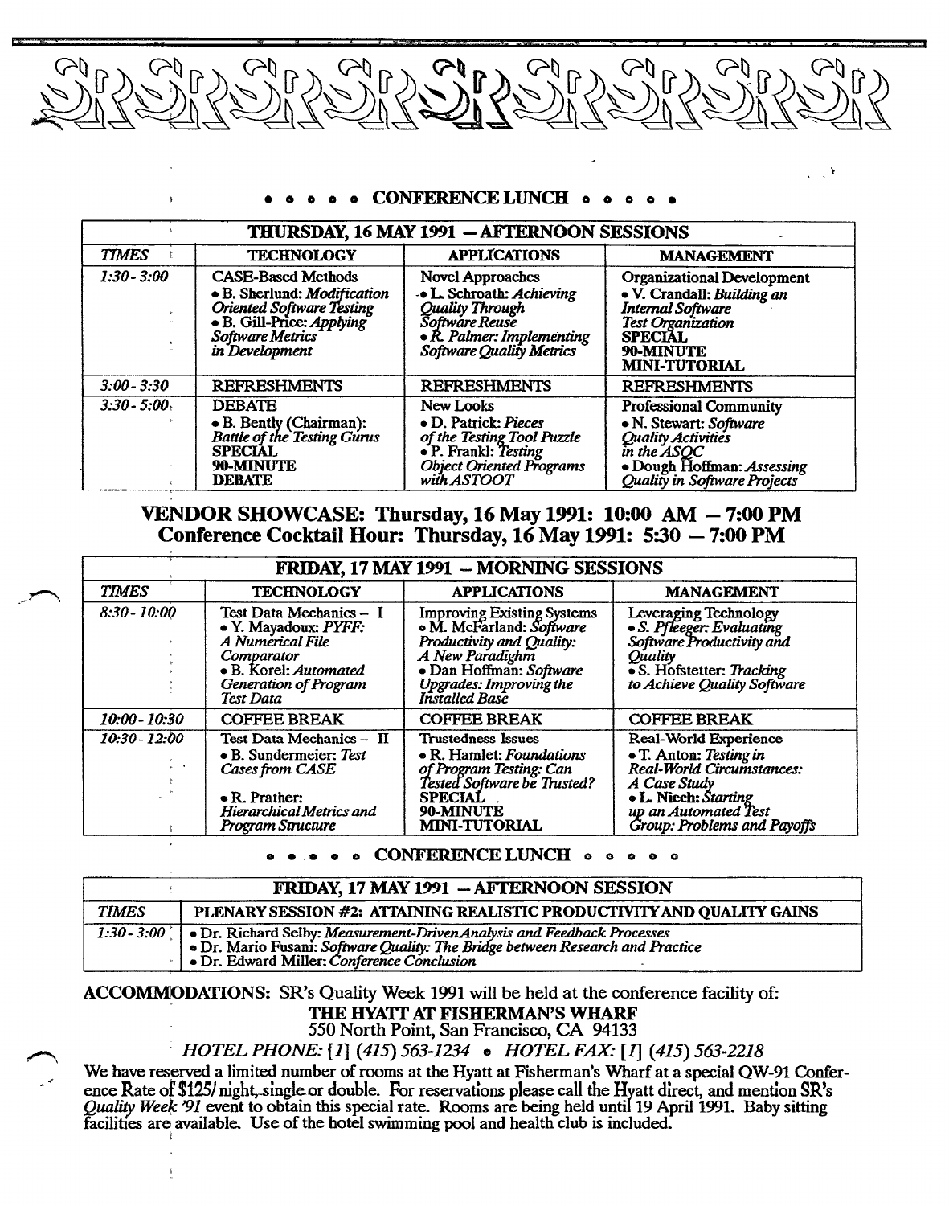• ◦ ◦ ◦ ◦ **CONFERENCE LUNCH** ◦ ◦ ◦ ◦ •

| THURSDAY, 16 MAY 1991 — AFTERNOON SESSIONS | | | |
|---|---|---|---|
| *TIMES* | **TECHNOLOGY** | **APPLICATIONS** | **MANAGEMENT** |
| *1:30 - 3:00* | CASE-Based Methods • B. Sherlund: *Modification Oriented Software Testing* • B. Gill-Price: *Applying Software Metrics in Development* | Novel Approaches • L. Schroath: *Achieving Quality Through Software Reuse* • R. Palmer: *Implementing Software Quality Metrics* | Organizational Development • V. Crandall: *Building an Internal Software Test Organization* **SPECIAL 90-MINUTE MINI-TUTORIAL** |
| *3:00 - 3:30* | REFRESHMENTS | REFRESHMENTS | REFRESHMENTS |
| *3:30 - 5:00* | DEBATE • B. Bently (Chairman): *Battle of the Testing Gurus* **SPECIAL 90-MINUTE DEBATE** | New Looks • D. Patrick: *Pieces of the Testing Tool Puzzle* • P. Frankl: *Testing Object Oriented Programs with ASTOOT* | Professional Community • N. Stewart: *Software Quality Activities in the ASQC* • Dough Hoffman: *Assessing Quality in Software Projects* |

**VENDOR SHOWCASE: Thursday, 16 May 1991: 10:00 AM — 7:00 PM**
**Conference Cocktail Hour: Thursday, 16 May 1991: 5:30 — 7:00 PM**

| FRIDAY, 17 MAY 1991 — MORNING SESSIONS | | | |
|---|---|---|---|
| *TIMES* | **TECHNOLOGY** | **APPLICATIONS** | **MANAGEMENT** |
| *8:30 - 10:00* | Test Data Mechanics – I • Y. Mayadoux: *PYFF: A Numerical File Comparator* • B. Korel: *Automated Generation of Program Test Data* | Improving Existing Systems • M. McFarland: *Software Productivity and Quality: A New Paradighm* • Dan Hoffman: *Software Upgrades: Improving the Installed Base* | Leveraging Technology • *S. Pfleeger: Evaluating Software Productivity and Quality* • S. Hofstetter: *Tracking to Achieve Quality Software* |
| *10:00 - 10:30* | COFFEE BREAK | COFFEE BREAK | COFFEE BREAK |
| *10:30 - 12:00* | Test Data Mechanics – II • B. Sundermeier: *Test Cases from CASE* • R. Prather: *Hierarchical Metrics and Program Structure* | Trustedness Issues • R. Hamlet: *Foundations of Program Testing: Can Tested Software be Trusted?* **SPECIAL 90-MINUTE MINI-TUTORIAL** | Real-World Experience • T. Anton: *Testing in Real-World Circumstances: A Case Study* • L. Niech: *Starting up an Automated Test Group: Problems and Payoffs* |

◦ • • • ◦ **CONFERENCE LUNCH** ◦ ◦ ◦ ◦ ◦

| FRIDAY, 17 MAY 1991 — AFTERNOON SESSION | |
|---|---|
| *TIMES* | **PLENARY SESSION #2: ATTAINING REALISTIC PRODUCTIVITY AND QUALITY GAINS** |
| *1:30 - 3:00* | • Dr. Richard Selby: *Measurement-Driven Analysis and Feedback Processes* • Dr. Mario Fusani: *Software Quality: The Bridge between Research and Practice* • Dr. Edward Miller: *Conference Conclusion* |

**ACCOMMODATIONS:** SR's Quality Week 1991 will be held at the conference facility of:

**THE HYATT AT FISHERMAN'S WHARF**
550 North Point, San Francisco, CA 94133

*HOTEL PHONE: [1] (415) 563-1234 • HOTEL FAX: [1] (415) 563-2218*

We have reserved a limited number of rooms at the Hyatt at Fisherman's Wharf at a special QW-91 Conference Rate of $125/ night, single or double. For reservations please call the Hyatt direct, and mention SR's *Quality Week '91* event to obtain this special rate. Rooms are being held until 19 April 1991. Baby sitting facilities are available. Use of the hotel swimming pool and health club is included.